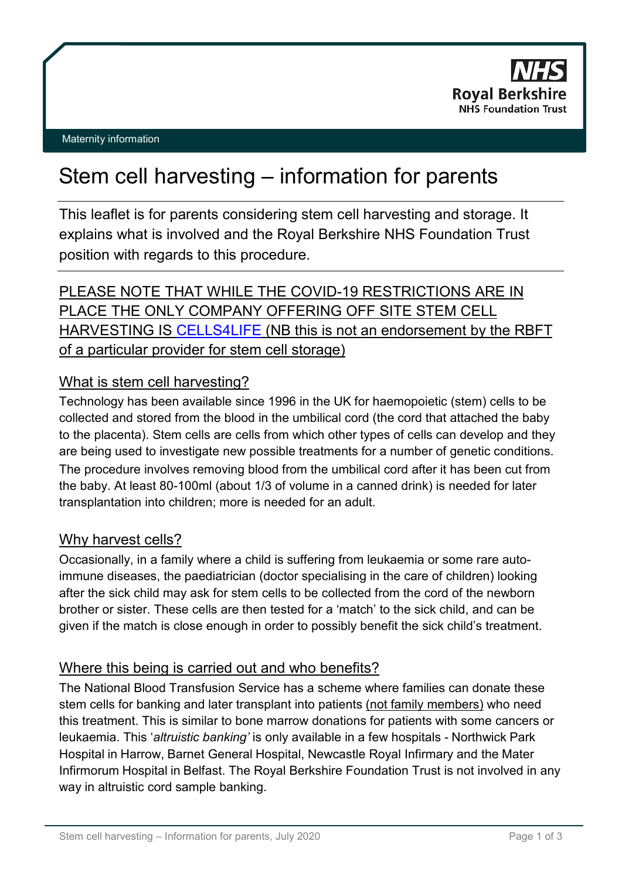NHS
Royal Berkshire
NHS Foundation Trust

Maternity information

# Stem cell harvesting – information for parents

This leaflet is for parents considering stem cell harvesting and storage. It explains what is involved and the Royal Berkshire NHS Foundation Trust position with regards to this procedure.

PLEASE NOTE THAT WHILE THE COVID-19 RESTRICTIONS ARE IN PLACE THE ONLY COMPANY OFFERING OFF SITE STEM CELL HARVESTING IS CELLS4LIFE (NB this is not an endorsement by the RBFT of a particular provider for stem cell storage)

## What is stem cell harvesting?

Technology has been available since 1996 in the UK for haemopoietic (stem) cells to be collected and stored from the blood in the umbilical cord (the cord that attached the baby to the placenta). Stem cells are cells from which other types of cells can develop and they are being used to investigate new possible treatments for a number of genetic conditions. The procedure involves removing blood from the umbilical cord after it has been cut from the baby. At least 80-100ml (about 1/3 of volume in a canned drink) is needed for later transplantation into children; more is needed for an adult.

## Why harvest cells?

Occasionally, in a family where a child is suffering from leukaemia or some rare auto-immune diseases, the paediatrician (doctor specialising in the care of children) looking after the sick child may ask for stem cells to be collected from the cord of the newborn brother or sister. These cells are then tested for a 'match' to the sick child, and can be given if the match is close enough in order to possibly benefit the sick child's treatment.

## Where this being is carried out and who benefits?

The National Blood Transfusion Service has a scheme where families can donate these stem cells for banking and later transplant into patients (not family members) who need this treatment. This is similar to bone marrow donations for patients with some cancers or leukaemia. This '*altruistic banking'* is only available in a few hospitals - Northwick Park Hospital in Harrow, Barnet General Hospital, Newcastle Royal Infirmary and the Mater Infirmorum Hospital in Belfast. The Royal Berkshire Foundation Trust is not involved in any way in altruistic cord sample banking.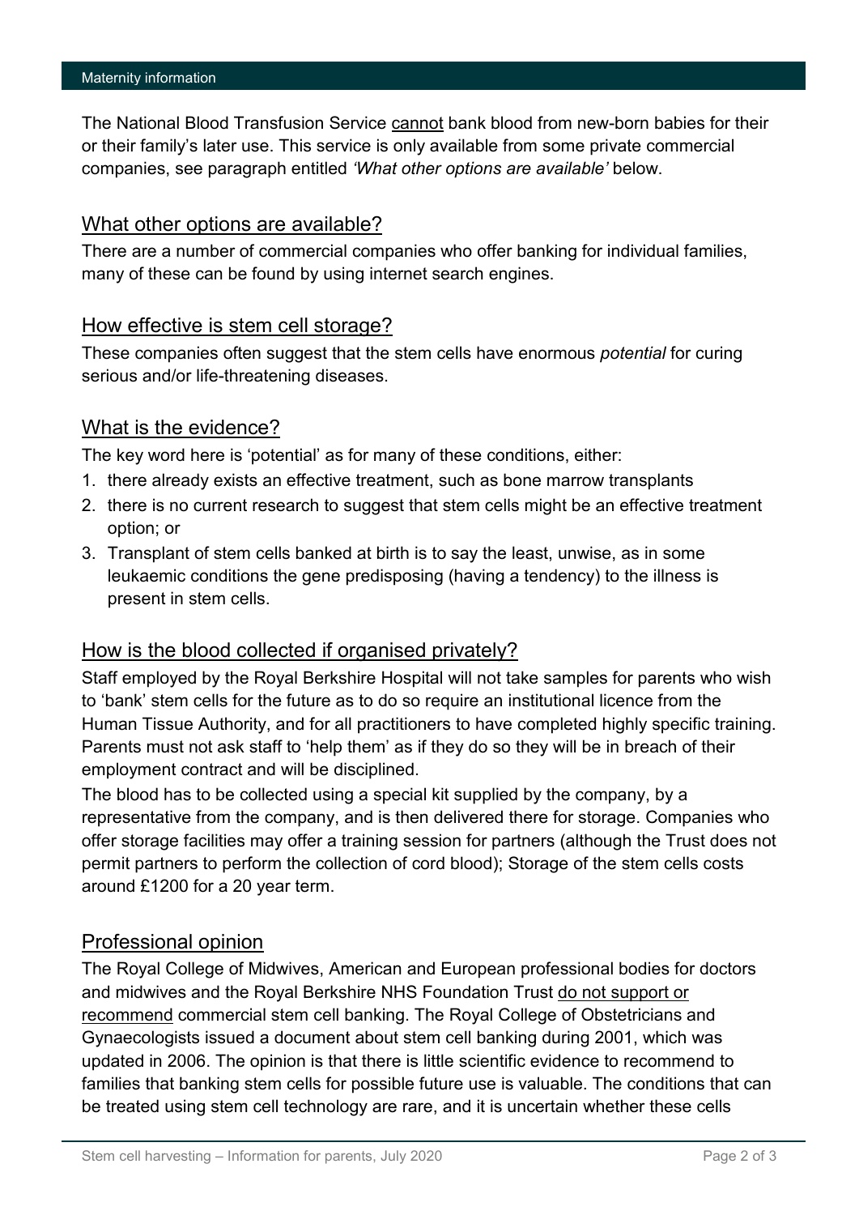The National Blood Transfusion Service cannot bank blood from new-born babies for their or their family's later use. This service is only available from some private commercial companies, see paragraph entitled *'What other options are available'* below.

## What other options are available?

There are a number of commercial companies who offer banking for individual families, many of these can be found by using internet search engines.

## How effective is stem cell storage?

These companies often suggest that the stem cells have enormous *potential* for curing serious and/or life-threatening diseases.

## What is the evidence?

The key word here is 'potential' as for many of these conditions, either:

1. there already exists an effective treatment, such as bone marrow transplants
2. there is no current research to suggest that stem cells might be an effective treatment option; or
3. Transplant of stem cells banked at birth is to say the least, unwise, as in some leukaemic conditions the gene predisposing (having a tendency) to the illness is present in stem cells.

## How is the blood collected if organised privately?

Staff employed by the Royal Berkshire Hospital will not take samples for parents who wish to 'bank' stem cells for the future as to do so require an institutional licence from the Human Tissue Authority, and for all practitioners to have completed highly specific training. Parents must not ask staff to 'help them' as if they do so they will be in breach of their employment contract and will be disciplined.

The blood has to be collected using a special kit supplied by the company, by a representative from the company, and is then delivered there for storage. Companies who offer storage facilities may offer a training session for partners (although the Trust does not permit partners to perform the collection of cord blood); Storage of the stem cells costs around £1200 for a 20 year term.

## Professional opinion

The Royal College of Midwives, American and European professional bodies for doctors and midwives and the Royal Berkshire NHS Foundation Trust do not support or recommend commercial stem cell banking. The Royal College of Obstetricians and Gynaecologists issued a document about stem cell banking during 2001, which was updated in 2006. The opinion is that there is little scientific evidence to recommend to families that banking stem cells for possible future use is valuable. The conditions that can be treated using stem cell technology are rare, and it is uncertain whether these cells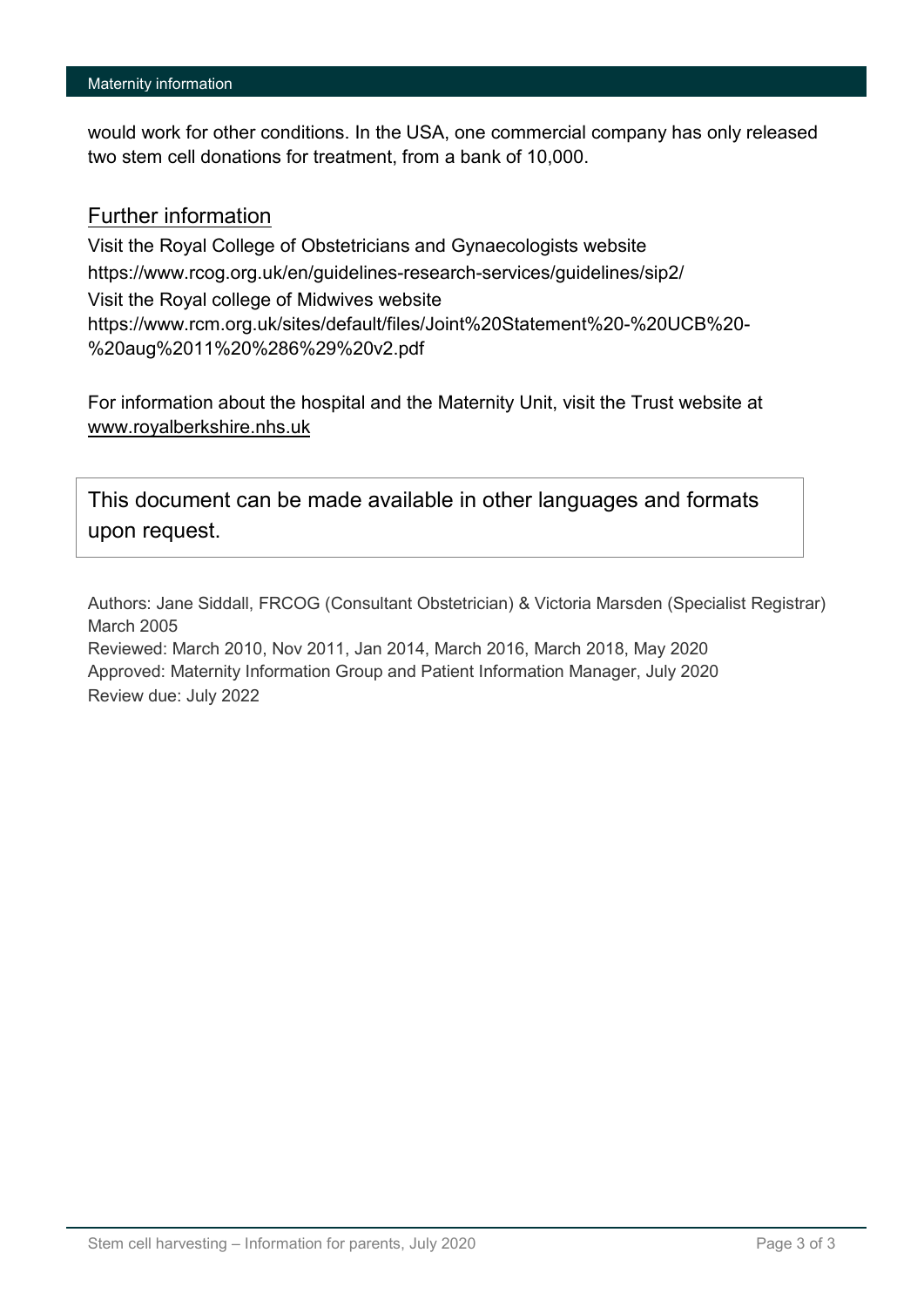would work for other conditions. In the USA, one commercial company has only released two stem cell donations for treatment, from a bank of 10,000.

## Further information

Visit the Royal College of Obstetricians and Gynaecologists website
https://www.rcog.org.uk/en/guidelines-research-services/guidelines/sip2/
Visit the Royal college of Midwives website
https://www.rcm.org.uk/sites/default/files/Joint%20Statement%20-%20UCB%20-%20aug%2011%20%286%29%20v2.pdf

For information about the hospital and the Maternity Unit, visit the Trust website at www.royalberkshire.nhs.uk

This document can be made available in other languages and formats upon request.

Authors: Jane Siddall, FRCOG (Consultant Obstetrician) & Victoria Marsden (Specialist Registrar) March 2005
Reviewed: March 2010, Nov 2011, Jan 2014, March 2016, March 2018, May 2020
Approved: Maternity Information Group and Patient Information Manager, July 2020
Review due: July 2022